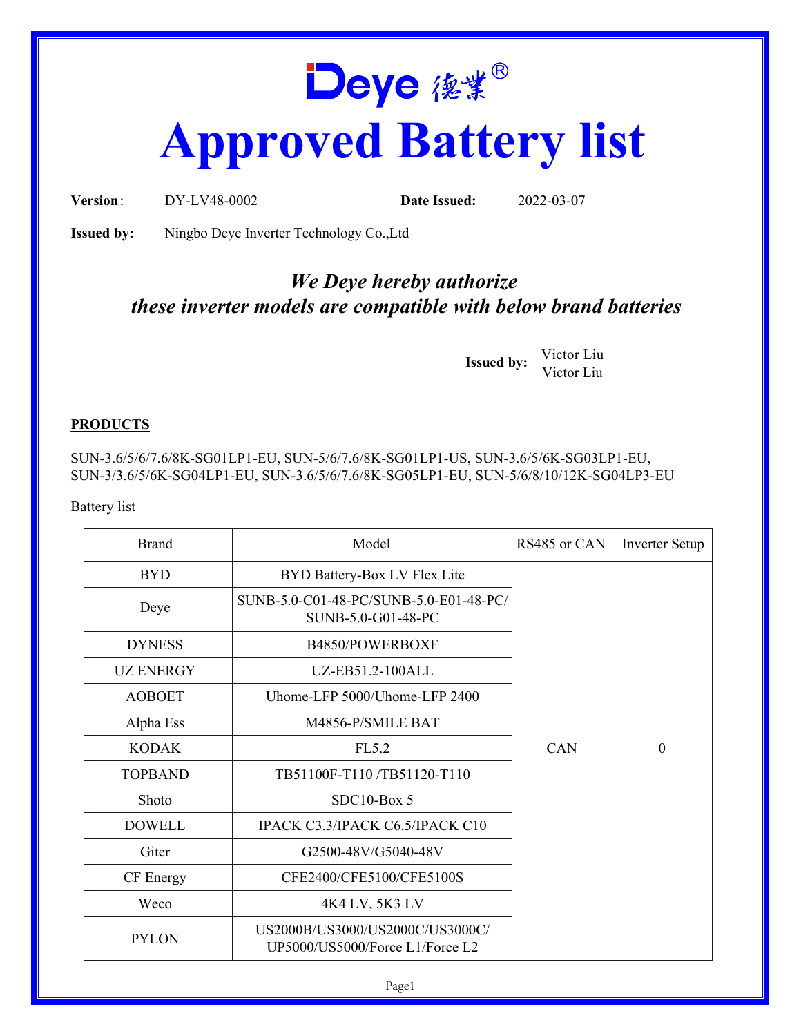# Deye 德業®

# Approved Battery list

**Version**: DY-LV48-0002 **Date Issued:** 2022-03-07

**Issued by:** Ningbo Deye Inverter Technology Co.,Ltd

***We Deye hereby authorize these inverter models are compatible with below brand batteries***

**Issued by:** Victor Liu
Victor Liu

**PRODUCTS**

SUN-3.6/5/6/7.6/8K-SG01LP1-EU, SUN-5/6/7.6/8K-SG01LP1-US, SUN-3.6/5/6K-SG03LP1-EU, SUN-3/3.6/5/6K-SG04LP1-EU, SUN-3.6/5/6/7.6/8K-SG05LP1-EU, SUN-5/6/8/10/12K-SG04LP3-EU

Battery list

| Brand | Model | RS485 or CAN | Inverter Setup |
|---|---|---|---|
| BYD | BYD Battery-Box LV Flex Lite | CAN | 0 |
| Deye | SUNB-5.0-C01-48-PC/SUNB-5.0-E01-48-PC/ SUNB-5.0-G01-48-PC | | |
| DYNESS | B4850/POWERBOXF | | |
| UZ ENERGY | UZ-EB51.2-100ALL | | |
| AOBOET | Uhome-LFP 5000/Uhome-LFP 2400 | | |
| Alpha Ess | M4856-P/SMILE BAT | | |
| KODAK | FL5.2 | | |
| TOPBAND | TB51100F-T110 /TB51120-T110 | | |
| Shoto | SDC10-Box 5 | | |
| DOWELL | IPACK C3.3/IPACK C6.5/IPACK C10 | | |
| Giter | G2500-48V/G5040-48V | | |
| CF Energy | CFE2400/CFE5100/CFE5100S | | |
| Weco | 4K4 LV, 5K3 LV | | |
| PYLON | US2000B/US3000/US2000C/US3000C/ UP5000/US5000/Force L1/Force L2 | | |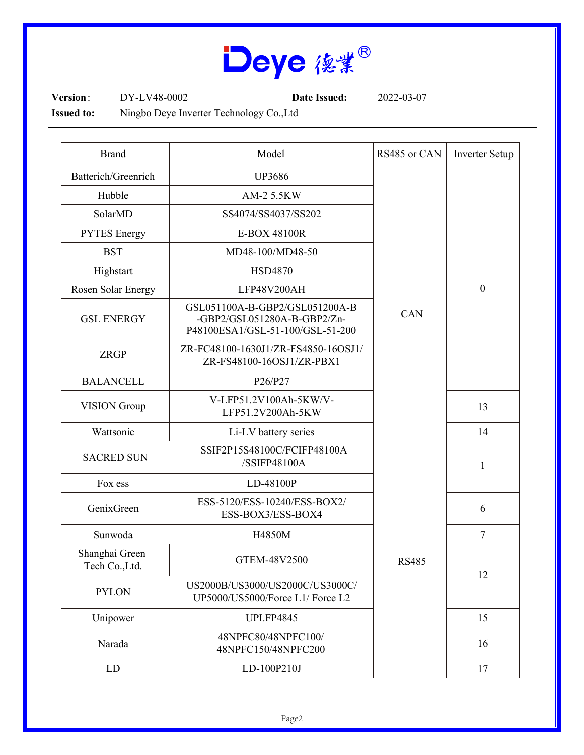**Deye 德業®**

**Version**: DY-LV48-0002 **Date Issued:** 2022-03-07

**Issued to:** Ningbo Deye Inverter Technology Co.,Ltd

| Brand | Model | RS485 or CAN | Inverter Setup |
|---|---|---|---|
| Batterich/Greenrich | UP3686 | CAN | 0 |
| Hubble | AM-2 5.5KW | CAN | 0 |
| SolarMD | SS4074/SS4037/SS202 | CAN | 0 |
| PYTES Energy | E-BOX 48100R | CAN | 0 |
| BST | MD48-100/MD48-50 | CAN | 0 |
| Highstart | HSD4870 | CAN | 0 |
| Rosen Solar Energy | LFP48V200AH | CAN | 0 |
| GSL ENERGY | GSL051100A-B-GBP2/GSL051200A-B-GBP2/GSL051280A-B-GBP2/Zn-P48100ESA1/GSL-51-100/GSL-51-200 | CAN | 0 |
| ZRGP | ZR-FC48100-1630J1/ZR-FS4850-16OSJ1/ZR-FS48100-16OSJ1/ZR-PBX1 | CAN | 0 |
| BALANCELL | P26/P27 | CAN | 0 |
| VISION Group | V-LFP51.2V100Ah-5KW/V-LFP51.2V200Ah-5KW | CAN | 13 |
| Wattsonic | Li-LV battery series | CAN | 14 |
| SACRED SUN | SSIF2P15S48100C/FCIFP48100A/SSIFP48100A | RS485 | 1 |
| Fox ess | LD-48100P | RS485 | 1 |
| GenixGreen | ESS-5120/ESS-10240/ESS-BOX2/ESS-BOX3/ESS-BOX4 | RS485 | 6 |
| Sunwoda | H4850M | RS485 | 7 |
| Shanghai Green Tech Co.,Ltd. | GTEM-48V2500 | RS485 | 12 |
| PYLON | US2000B/US3000/US2000C/US3000C/UP5000/US5000/Force L1/ Force L2 | RS485 | 12 |
| Unipower | UPI.FP4845 | RS485 | 15 |
| Narada | 48NPFC80/48NPFC100/48NPFC150/48NPFC200 | RS485 | 16 |
| LD | LD-100P210J | RS485 | 17 |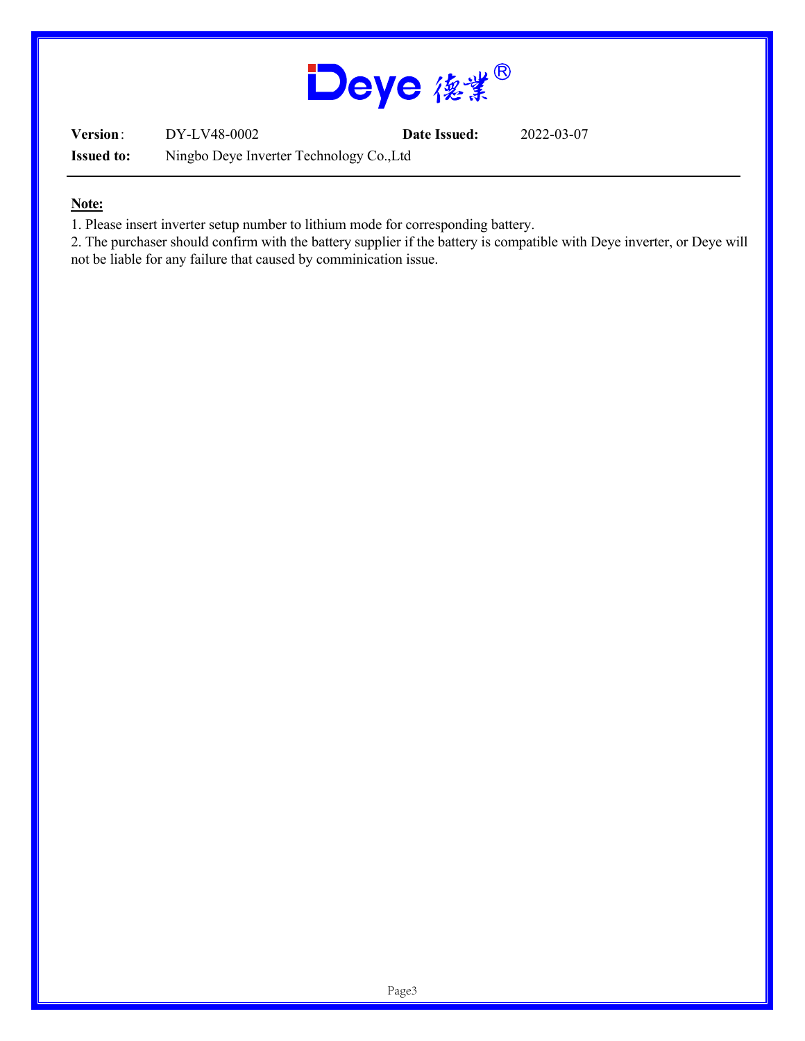**Version**: DY-LV48-0002 **Date Issued:** 2022-03-07

**Issued to:** Ningbo Deye Inverter Technology Co.,Ltd

---

**Note:**

1. Please insert inverter setup number to lithium mode for corresponding battery.
2. The purchaser should confirm with the battery supplier if the battery is compatible with Deye inverter, or Deye will not be liable for any failure that caused by comminication issue.